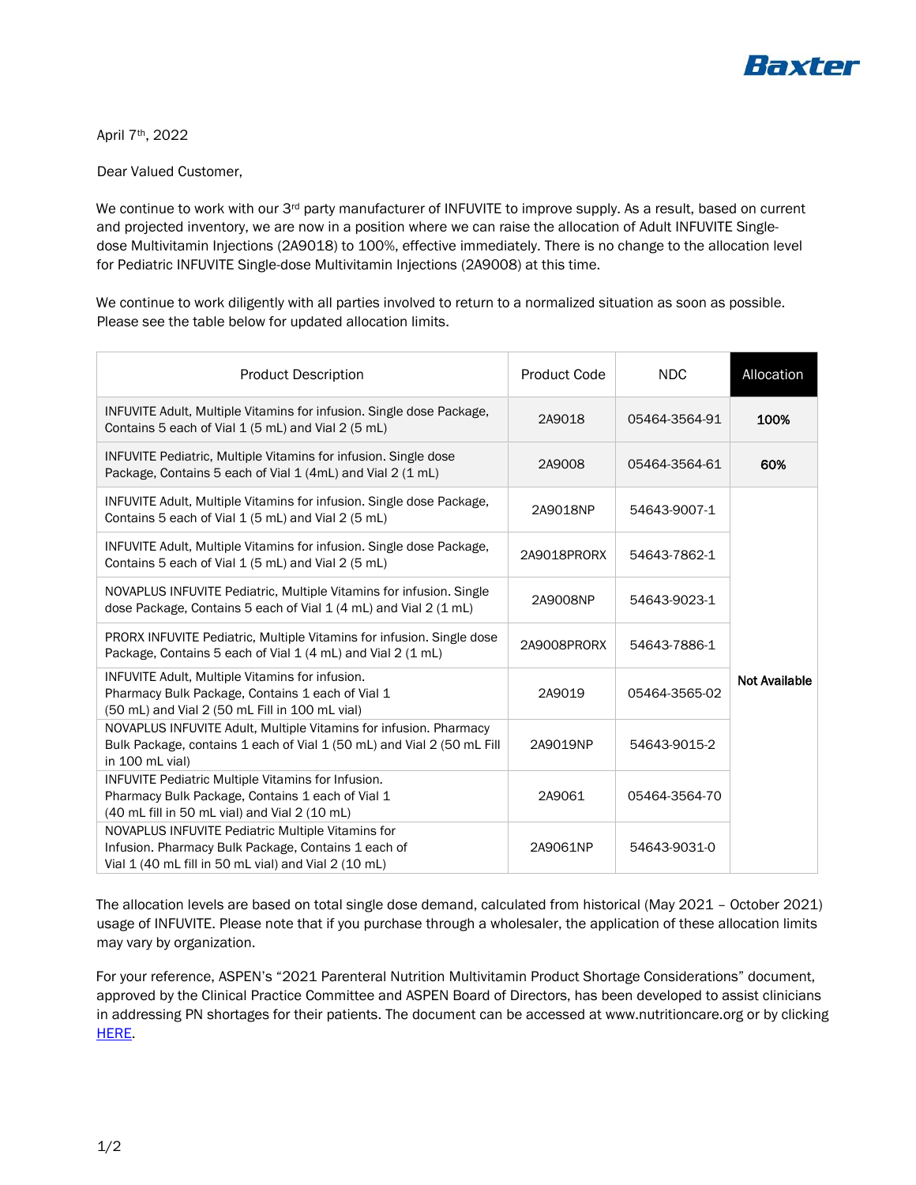Baxter

April 7th, 2022

Dear Valued Customer,

We continue to work with our 3rd party manufacturer of INFUVITE to improve supply. As a result, based on current and projected inventory, we are now in a position where we can raise the allocation of Adult INFUVITE Single-dose Multivitamin Injections (2A9018) to 100%, effective immediately. There is no change to the allocation level for Pediatric INFUVITE Single-dose Multivitamin Injections (2A9008) at this time.

We continue to work diligently with all parties involved to return to a normalized situation as soon as possible. Please see the table below for updated allocation limits.

| Product Description | Product Code | NDC | Allocation |
|---|---|---|---|
| INFUVITE Adult, Multiple Vitamins for infusion. Single dose Package, Contains 5 each of Vial 1 (5 mL) and Vial 2 (5 mL) | 2A9018 | 05464-3564-91 | **100%** |
| INFUVITE Pediatric, Multiple Vitamins for infusion. Single dose Package, Contains 5 each of Vial 1 (4mL) and Vial 2 (1 mL) | 2A9008 | 05464-3564-61 | **60%** |
| INFUVITE Adult, Multiple Vitamins for infusion. Single dose Package, Contains 5 each of Vial 1 (5 mL) and Vial 2 (5 mL) | 2A9018NP | 54643-9007-1 | **Not Available** |
| INFUVITE Adult, Multiple Vitamins for infusion. Single dose Package, Contains 5 each of Vial 1 (5 mL) and Vial 2 (5 mL) | 2A9018PRORX | 54643-7862-1 | **Not Available** |
| NOVAPLUS INFUVITE Pediatric, Multiple Vitamins for infusion. Single dose Package, Contains 5 each of Vial 1 (4 mL) and Vial 2 (1 mL) | 2A9008NP | 54643-9023-1 | **Not Available** |
| PRORX INFUVITE Pediatric, Multiple Vitamins for infusion. Single dose Package, Contains 5 each of Vial 1 (4 mL) and Vial 2 (1 mL) | 2A9008PRORX | 54643-7886-1 | **Not Available** |
| INFUVITE Adult, Multiple Vitamins for infusion. Pharmacy Bulk Package, Contains 1 each of Vial 1 (50 mL) and Vial 2 (50 mL Fill in 100 mL vial) | 2A9019 | 05464-3565-02 | **Not Available** |
| NOVAPLUS INFUVITE Adult, Multiple Vitamins for infusion. Pharmacy Bulk Package, contains 1 each of Vial 1 (50 mL) and Vial 2 (50 mL Fill in 100 mL vial) | 2A9019NP | 54643-9015-2 | **Not Available** |
| INFUVITE Pediatric Multiple Vitamins for Infusion. Pharmacy Bulk Package, Contains 1 each of Vial 1 (40 mL fill in 50 mL vial) and Vial 2 (10 mL) | 2A9061 | 05464-3564-70 | **Not Available** |
| NOVAPLUS INFUVITE Pediatric Multiple Vitamins for Infusion. Pharmacy Bulk Package, Contains 1 each of Vial 1 (40 mL fill in 50 mL vial) and Vial 2 (10 mL) | 2A9061NP | 54643-9031-0 | **Not Available** |

The allocation levels are based on total single dose demand, calculated from historical (May 2021 – October 2021) usage of INFUVITE. Please note that if you purchase through a wholesaler, the application of these allocation limits may vary by organization.

For your reference, ASPEN's "2021 Parenteral Nutrition Multivitamin Product Shortage Considerations" document, approved by the Clinical Practice Committee and ASPEN Board of Directors, has been developed to assist clinicians in addressing PN shortages for their patients. The document can be accessed at www.nutritioncare.org or by clicking HERE.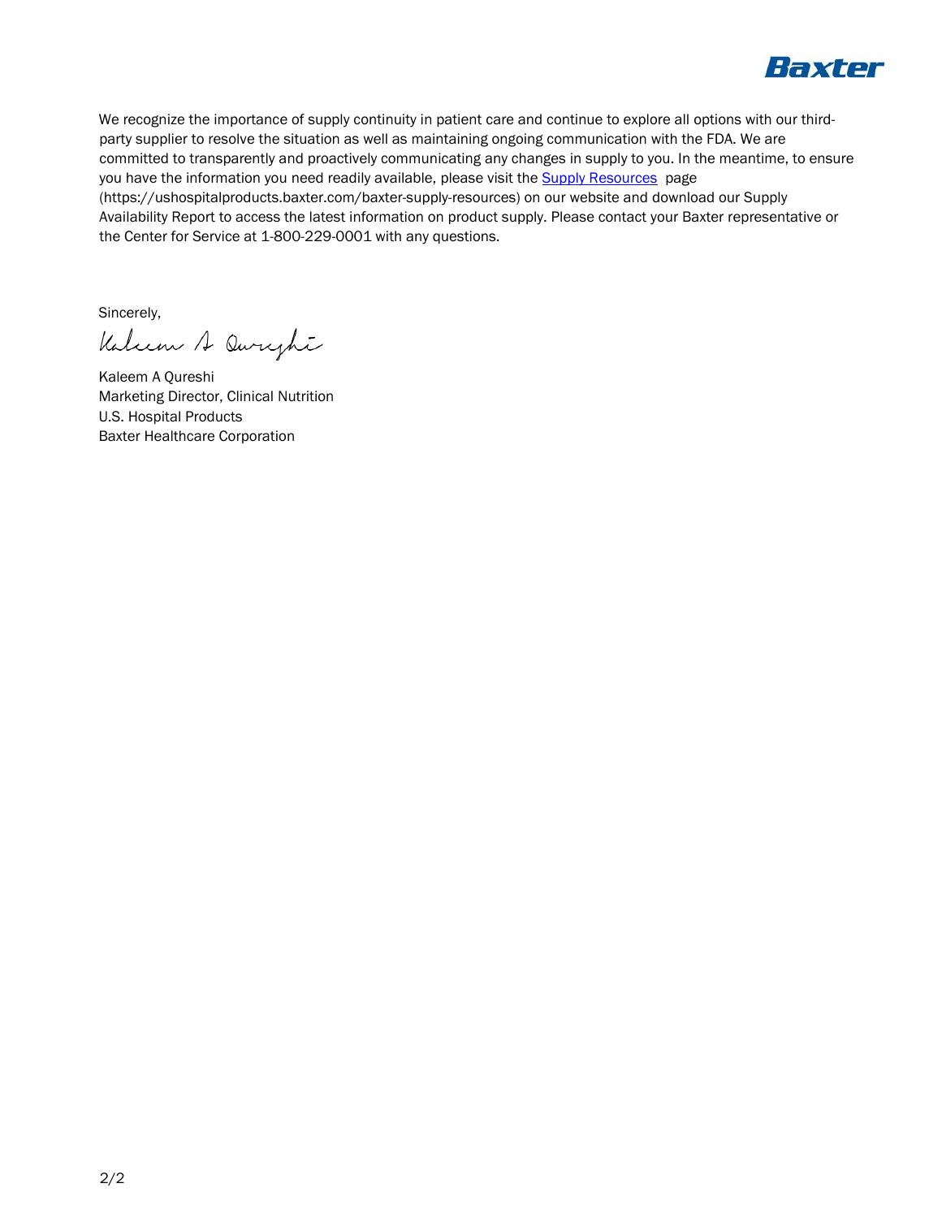We recognize the importance of supply continuity in patient care and continue to explore all options with our third-party supplier to resolve the situation as well as maintaining ongoing communication with the FDA. We are committed to transparently and proactively communicating any changes in supply to you. In the meantime, to ensure you have the information you need readily available, please visit the [Supply Resources](https://ushospitalproducts.baxter.com/baxter-supply-resources) page (https://ushospitalproducts.baxter.com/baxter-supply-resources) on our website and download our Supply Availability Report to access the latest information on product supply. Please contact your Baxter representative or the Center for Service at 1-800-229-0001 with any questions.

Sincerely,

Kaleem A Qureshi
Marketing Director, Clinical Nutrition
U.S. Hospital Products
Baxter Healthcare Corporation